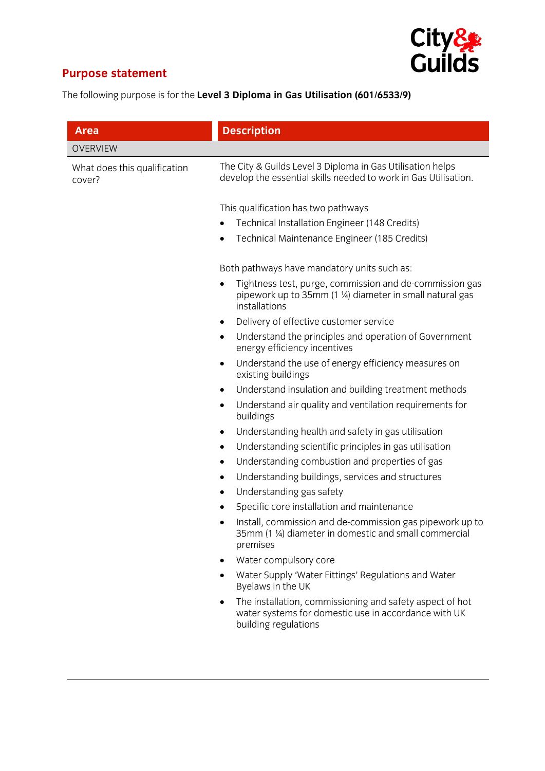## Purpose statement

The following purpose is for the **Level 3 Diploma in Gas Utilisation (601/6533/9)**

| Area | Description |
| --- | --- |
| OVERVIEW | |
| What does this qualification cover? | The City & Guilds Level 3 Diploma in Gas Utilisation helps develop the essential skills needed to work in Gas Utilisation.<br><br>This qualification has two pathways<br>• Technical Installation Engineer (148 Credits)<br>• Technical Maintenance Engineer (185 Credits)<br><br>Both pathways have mandatory units such as:<br>• Tightness test, purge, commission and de-commission gas pipework up to 35mm (1 ¼) diameter in small natural gas installations<br>• Delivery of effective customer service<br>• Understand the principles and operation of Government energy efficiency incentives<br>• Understand the use of energy efficiency measures on existing buildings<br>• Understand insulation and building treatment methods<br>• Understand air quality and ventilation requirements for buildings<br>• Understanding health and safety in gas utilisation<br>• Understanding scientific principles in gas utilisation<br>• Understanding combustion and properties of gas<br>• Understanding buildings, services and structures<br>• Understanding gas safety<br>• Specific core installation and maintenance<br>• Install, commission and de-commission gas pipework up to 35mm (1 ¼) diameter in domestic and small commercial premises<br>• Water compulsory core<br>• Water Supply 'Water Fittings' Regulations and Water Byelaws in the UK<br>• The installation, commissioning and safety aspect of hot water systems for domestic use in accordance with UK building regulations |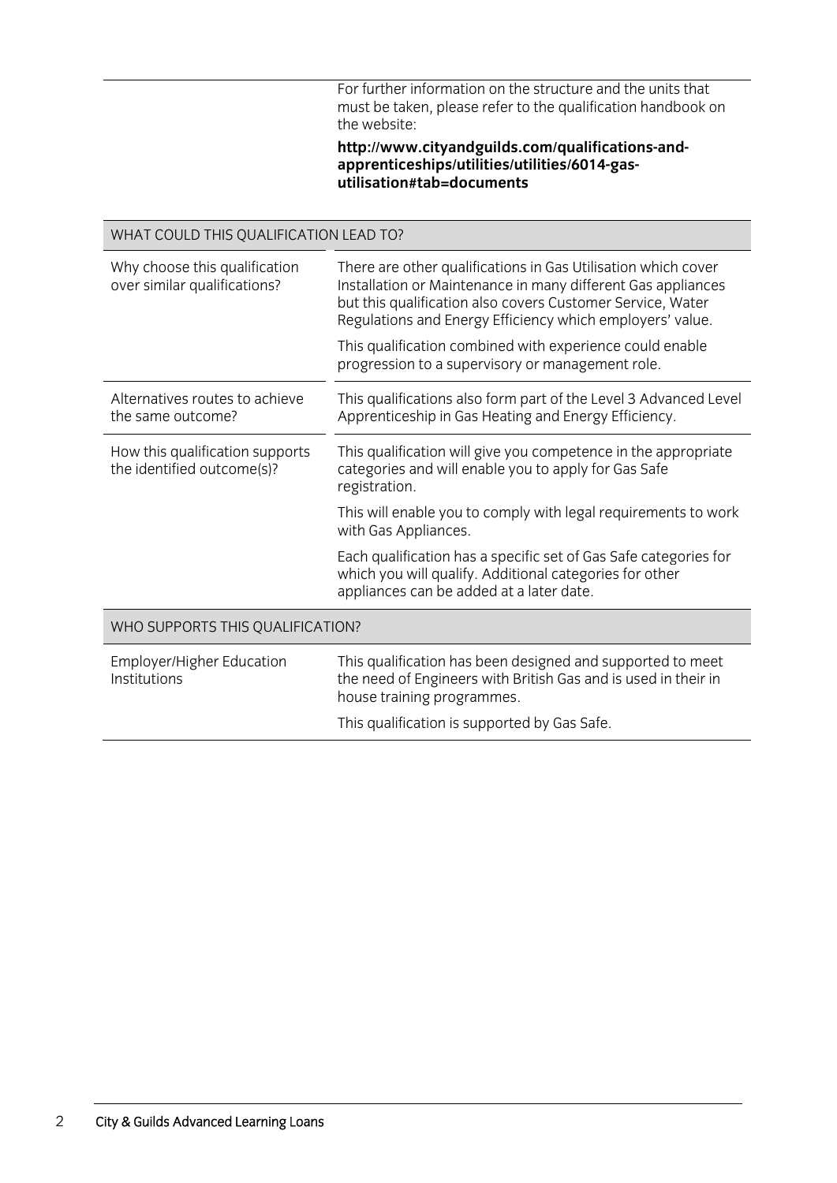| | |
|---|---|
| | For further information on the structure and the units that must be taken, please refer to the qualification handbook on the website:<br><br>**http://www.cityandguilds.com/qualifications-and-apprenticeships/utilities/utilities/6014-gas-utilisation#tab=documents** |

| WHAT COULD THIS QUALIFICATION LEAD TO? | |
|---|---|
| Why choose this qualification over similar qualifications? | There are other qualifications in Gas Utilisation which cover Installation or Maintenance in many different Gas appliances but this qualification also covers Customer Service, Water Regulations and Energy Efficiency which employers' value.<br><br>This qualification combined with experience could enable progression to a supervisory or management role. |
| Alternatives routes to achieve the same outcome? | This qualifications also form part of the Level 3 Advanced Level Apprenticeship in Gas Heating and Energy Efficiency. |
| How this qualification supports the identified outcome(s)? | This qualification will give you competence in the appropriate categories and will enable you to apply for Gas Safe registration.<br><br>This will enable you to comply with legal requirements to work with Gas Appliances.<br><br>Each qualification has a specific set of Gas Safe categories for which you will qualify. Additional categories for other appliances can be added at a later date. |

| WHO SUPPORTS THIS QUALIFICATION? | |
|---|---|
| Employer/Higher Education Institutions | This qualification has been designed and supported to meet the need of Engineers with British Gas and is used in their in house training programmes.<br><br>This qualification is supported by Gas Safe. |